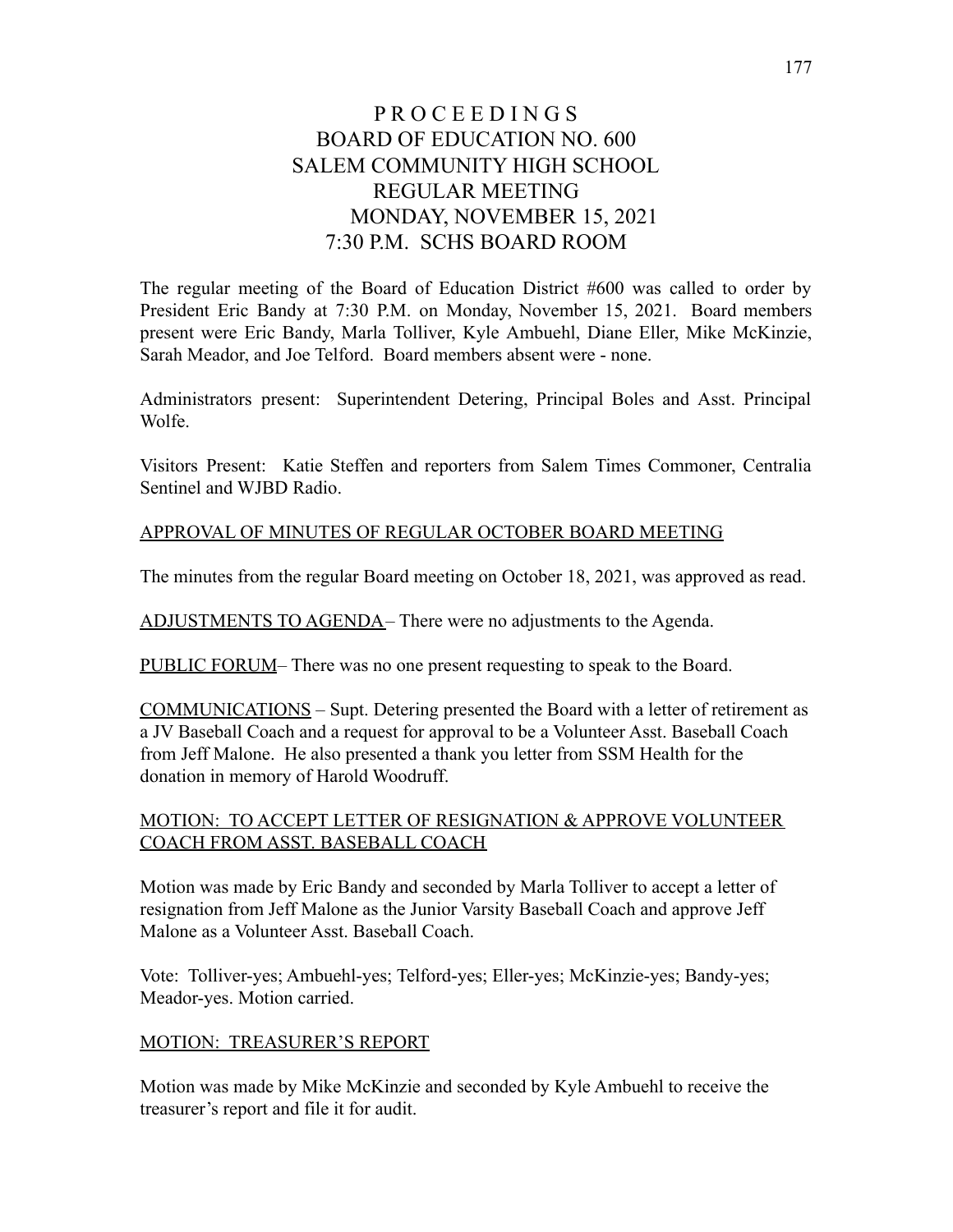# PROCEEDINGS
# BOARD OF EDUCATION NO. 600
# SALEM COMMUNITY HIGH SCHOOL
# REGULAR MEETING
# MONDAY, NOVEMBER 15, 2021
# 7:30 P.M. SCHS BOARD ROOM

The regular meeting of the Board of Education District #600 was called to order by President Eric Bandy at 7:30 P.M. on Monday, November 15, 2021. Board members present were Eric Bandy, Marla Tolliver, Kyle Ambuehl, Diane Eller, Mike McKinzie, Sarah Meador, and Joe Telford. Board members absent were - none.

Administrators present: Superintendent Detering, Principal Boles and Asst. Principal Wolfe.

Visitors Present: Katie Steffen and reporters from Salem Times Commoner, Centralia Sentinel and WJBD Radio.

<u>APPROVAL OF MINUTES OF REGULAR OCTOBER BOARD MEETING</u>

The minutes from the regular Board meeting on October 18, 2021, was approved as read.

<u>ADJUSTMENTS TO AGENDA</u>– There were no adjustments to the Agenda.

<u>PUBLIC FORUM</u>– There was no one present requesting to speak to the Board.

<u>COMMUNICATIONS</u> – Supt. Detering presented the Board with a letter of retirement as a JV Baseball Coach and a request for approval to be a Volunteer Asst. Baseball Coach from Jeff Malone. He also presented a thank you letter from SSM Health for the donation in memory of Harold Woodruff.

<u>MOTION: TO ACCEPT LETTER OF RESIGNATION & APPROVE VOLUNTEER COACH FROM ASST. BASEBALL COACH</u>

Motion was made by Eric Bandy and seconded by Marla Tolliver to accept a letter of resignation from Jeff Malone as the Junior Varsity Baseball Coach and approve Jeff Malone as a Volunteer Asst. Baseball Coach.

Vote: Tolliver-yes; Ambuehl-yes; Telford-yes; Eller-yes; McKinzie-yes; Bandy-yes; Meador-yes. Motion carried.

<u>MOTION: TREASURER'S REPORT</u>

Motion was made by Mike McKinzie and seconded by Kyle Ambuehl to receive the treasurer's report and file it for audit.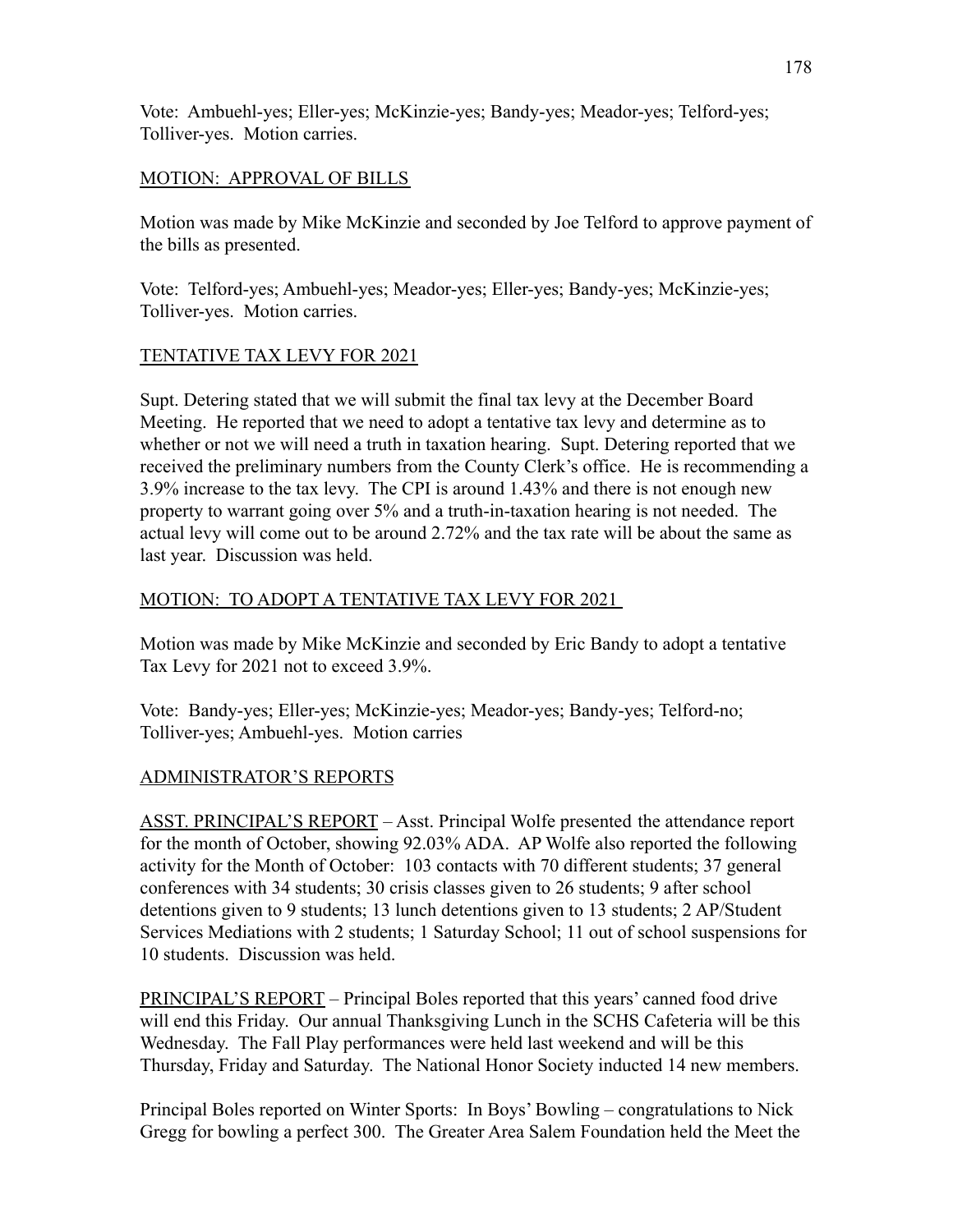Vote: Ambuehl-yes; Eller-yes; McKinzie-yes; Bandy-yes; Meador-yes; Telford-yes; Tolliver-yes. Motion carries.

## MOTION: APPROVAL OF BILLS

Motion was made by Mike McKinzie and seconded by Joe Telford to approve payment of the bills as presented.

Vote: Telford-yes; Ambuehl-yes; Meador-yes; Eller-yes; Bandy-yes; McKinzie-yes; Tolliver-yes. Motion carries.

## TENTATIVE TAX LEVY FOR 2021

Supt. Detering stated that we will submit the final tax levy at the December Board Meeting. He reported that we need to adopt a tentative tax levy and determine as to whether or not we will need a truth in taxation hearing. Supt. Detering reported that we received the preliminary numbers from the County Clerk's office. He is recommending a 3.9% increase to the tax levy. The CPI is around 1.43% and there is not enough new property to warrant going over 5% and a truth-in-taxation hearing is not needed. The actual levy will come out to be around 2.72% and the tax rate will be about the same as last year. Discussion was held.

## MOTION: TO ADOPT A TENTATIVE TAX LEVY FOR 2021

Motion was made by Mike McKinzie and seconded by Eric Bandy to adopt a tentative Tax Levy for 2021 not to exceed 3.9%.

Vote: Bandy-yes; Eller-yes; McKinzie-yes; Meador-yes; Bandy-yes; Telford-no; Tolliver-yes; Ambuehl-yes. Motion carries

## ADMINISTRATOR'S REPORTS

ASST. PRINCIPAL'S REPORT – Asst. Principal Wolfe presented the attendance report for the month of October, showing 92.03% ADA. AP Wolfe also reported the following activity for the Month of October: 103 contacts with 70 different students; 37 general conferences with 34 students; 30 crisis classes given to 26 students; 9 after school detentions given to 9 students; 13 lunch detentions given to 13 students; 2 AP/Student Services Mediations with 2 students; 1 Saturday School; 11 out of school suspensions for 10 students. Discussion was held.

PRINCIPAL'S REPORT – Principal Boles reported that this years' canned food drive will end this Friday. Our annual Thanksgiving Lunch in the SCHS Cafeteria will be this Wednesday. The Fall Play performances were held last weekend and will be this Thursday, Friday and Saturday. The National Honor Society inducted 14 new members.

Principal Boles reported on Winter Sports: In Boys' Bowling – congratulations to Nick Gregg for bowling a perfect 300. The Greater Area Salem Foundation held the Meet the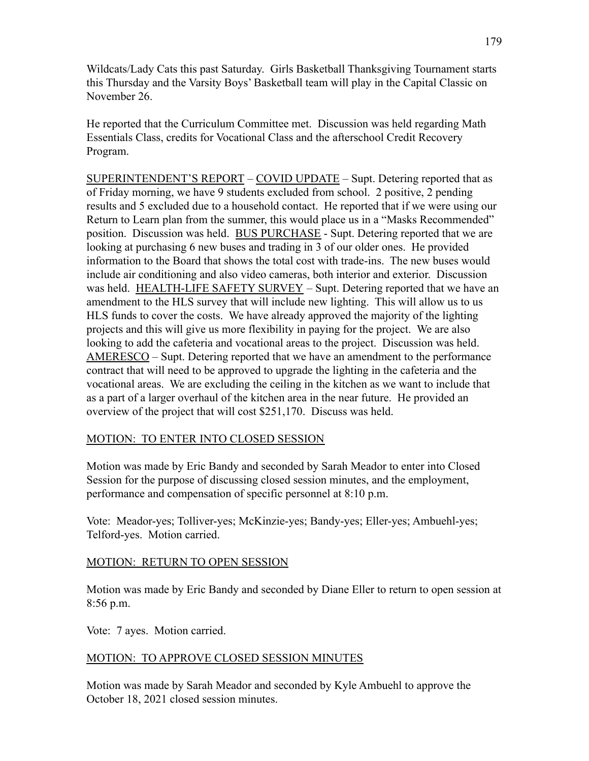Wildcats/Lady Cats this past Saturday. Girls Basketball Thanksgiving Tournament starts this Thursday and the Varsity Boys' Basketball team will play in the Capital Classic on November 26.

He reported that the Curriculum Committee met. Discussion was held regarding Math Essentials Class, credits for Vocational Class and the afterschool Credit Recovery Program.

<u>SUPERINTENDENT'S REPORT</u> – <u>COVID UPDATE</u> – Supt. Detering reported that as of Friday morning, we have 9 students excluded from school. 2 positive, 2 pending results and 5 excluded due to a household contact. He reported that if we were using our Return to Learn plan from the summer, this would place us in a "Masks Recommended" position. Discussion was held. <u>BUS PURCHASE</u> - Supt. Detering reported that we are looking at purchasing 6 new buses and trading in 3 of our older ones. He provided information to the Board that shows the total cost with trade-ins. The new buses would include air conditioning and also video cameras, both interior and exterior. Discussion was held. <u>HEALTH-LIFE SAFETY SURVEY</u> – Supt. Detering reported that we have an amendment to the HLS survey that will include new lighting. This will allow us to us HLS funds to cover the costs. We have already approved the majority of the lighting projects and this will give us more flexibility in paying for the project. We are also looking to add the cafeteria and vocational areas to the project. Discussion was held. <u>AMERESCO</u> – Supt. Detering reported that we have an amendment to the performance contract that will need to be approved to upgrade the lighting in the cafeteria and the vocational areas. We are excluding the ceiling in the kitchen as we want to include that as a part of a larger overhaul of the kitchen area in the near future. He provided an overview of the project that will cost $251,170. Discuss was held.

<u>MOTION: TO ENTER INTO CLOSED SESSION</u>

Motion was made by Eric Bandy and seconded by Sarah Meador to enter into Closed Session for the purpose of discussing closed session minutes, and the employment, performance and compensation of specific personnel at 8:10 p.m.

Vote: Meador-yes; Tolliver-yes; McKinzie-yes; Bandy-yes; Eller-yes; Ambuehl-yes; Telford-yes. Motion carried.

<u>MOTION: RETURN TO OPEN SESSION</u>

Motion was made by Eric Bandy and seconded by Diane Eller to return to open session at 8:56 p.m.

Vote: 7 ayes. Motion carried.

<u>MOTION: TO APPROVE CLOSED SESSION MINUTES</u>

Motion was made by Sarah Meador and seconded by Kyle Ambuehl to approve the October 18, 2021 closed session minutes.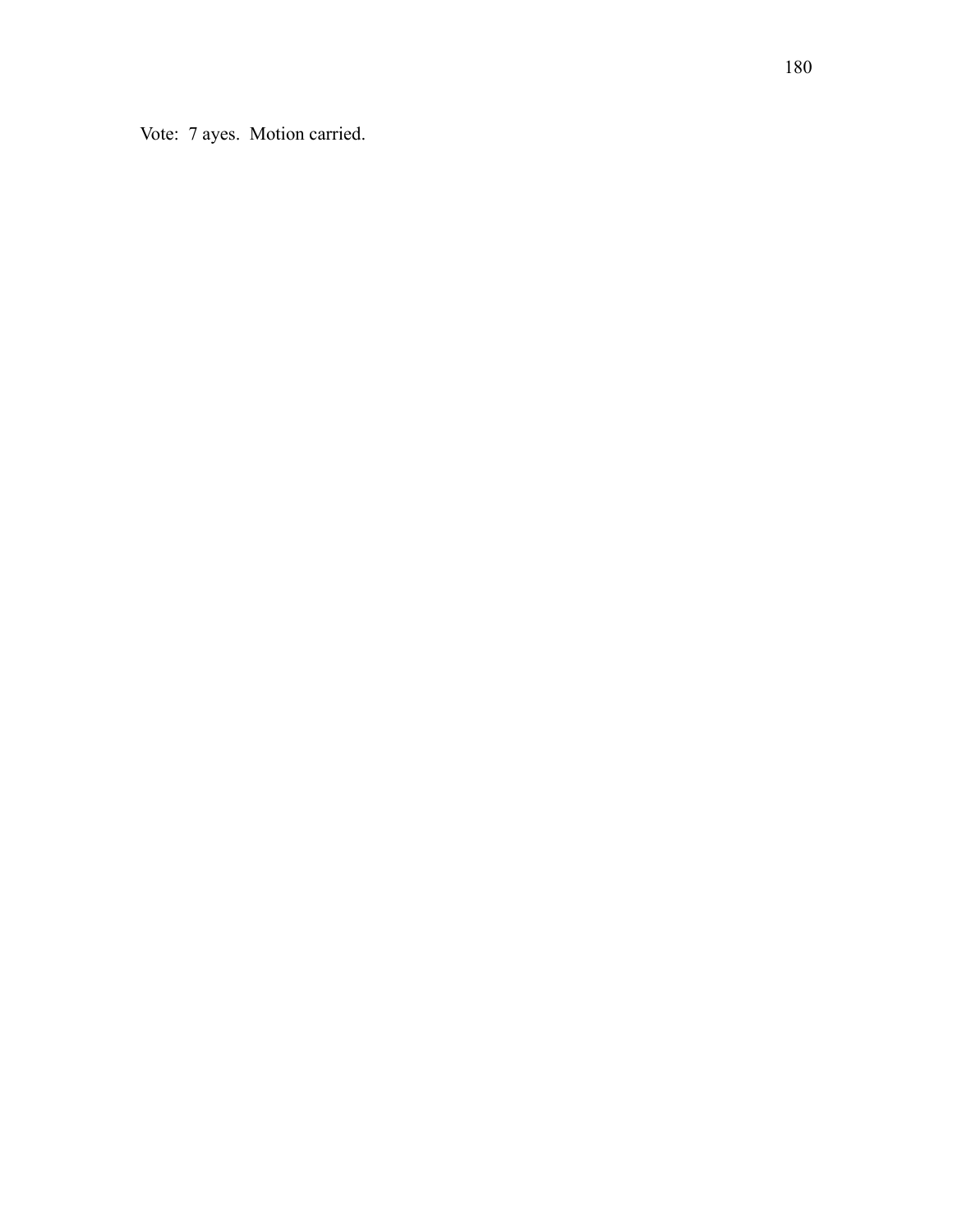Vote: 7 ayes. Motion carried.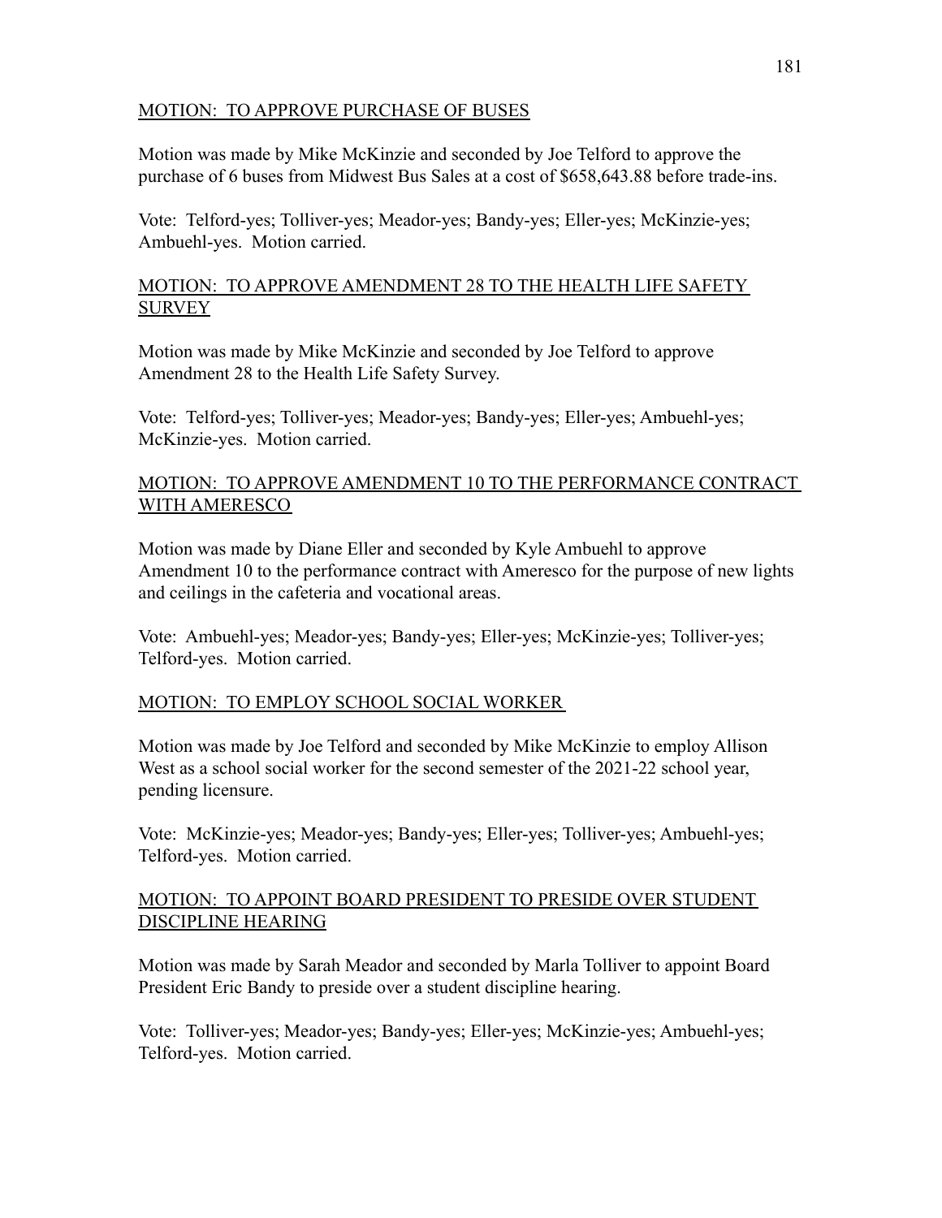## MOTION: TO APPROVE PURCHASE OF BUSES

Motion was made by Mike McKinzie and seconded by Joe Telford to approve the purchase of 6 buses from Midwest Bus Sales at a cost of $658,643.88 before trade-ins.

Vote: Telford-yes; Tolliver-yes; Meador-yes; Bandy-yes; Eller-yes; McKinzie-yes; Ambuehl-yes. Motion carried.

## MOTION: TO APPROVE AMENDMENT 28 TO THE HEALTH LIFE SAFETY SURVEY

Motion was made by Mike McKinzie and seconded by Joe Telford to approve Amendment 28 to the Health Life Safety Survey.

Vote: Telford-yes; Tolliver-yes; Meador-yes; Bandy-yes; Eller-yes; Ambuehl-yes; McKinzie-yes. Motion carried.

## MOTION: TO APPROVE AMENDMENT 10 TO THE PERFORMANCE CONTRACT WITH AMERESCO

Motion was made by Diane Eller and seconded by Kyle Ambuehl to approve Amendment 10 to the performance contract with Ameresco for the purpose of new lights and ceilings in the cafeteria and vocational areas.

Vote: Ambuehl-yes; Meador-yes; Bandy-yes; Eller-yes; McKinzie-yes; Tolliver-yes; Telford-yes. Motion carried.

## MOTION: TO EMPLOY SCHOOL SOCIAL WORKER

Motion was made by Joe Telford and seconded by Mike McKinzie to employ Allison West as a school social worker for the second semester of the 2021-22 school year, pending licensure.

Vote: McKinzie-yes; Meador-yes; Bandy-yes; Eller-yes; Tolliver-yes; Ambuehl-yes; Telford-yes. Motion carried.

## MOTION: TO APPOINT BOARD PRESIDENT TO PRESIDE OVER STUDENT DISCIPLINE HEARING

Motion was made by Sarah Meador and seconded by Marla Tolliver to appoint Board President Eric Bandy to preside over a student discipline hearing.

Vote: Tolliver-yes; Meador-yes; Bandy-yes; Eller-yes; McKinzie-yes; Ambuehl-yes; Telford-yes. Motion carried.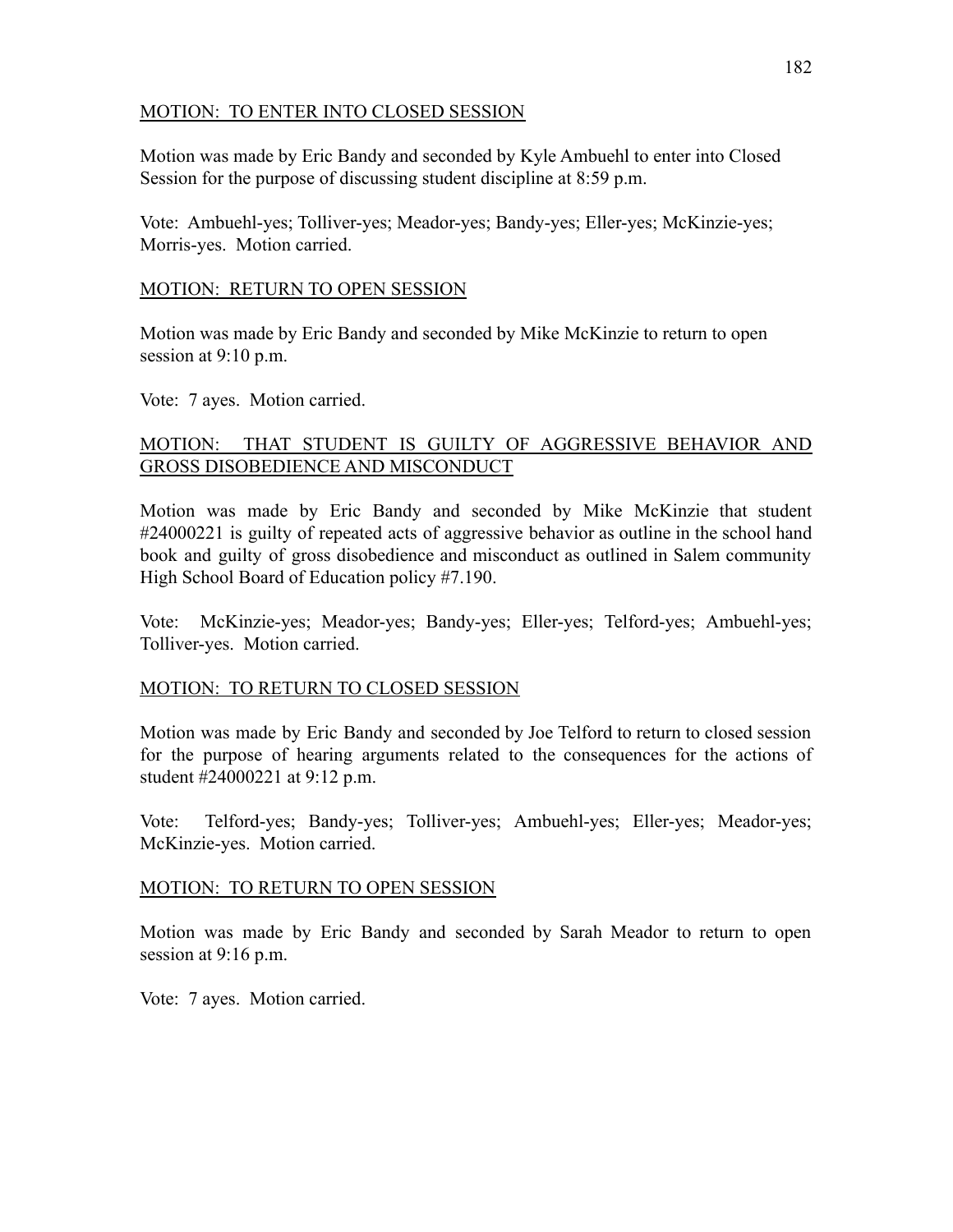MOTION: TO ENTER INTO CLOSED SESSION

Motion was made by Eric Bandy and seconded by Kyle Ambuehl to enter into Closed Session for the purpose of discussing student discipline at 8:59 p.m.

Vote: Ambuehl-yes; Tolliver-yes; Meador-yes; Bandy-yes; Eller-yes; McKinzie-yes; Morris-yes. Motion carried.

MOTION: RETURN TO OPEN SESSION

Motion was made by Eric Bandy and seconded by Mike McKinzie to return to open session at 9:10 p.m.

Vote: 7 ayes. Motion carried.

MOTION: THAT STUDENT IS GUILTY OF AGGRESSIVE BEHAVIOR AND GROSS DISOBEDIENCE AND MISCONDUCT

Motion was made by Eric Bandy and seconded by Mike McKinzie that student #24000221 is guilty of repeated acts of aggressive behavior as outline in the school hand book and guilty of gross disobedience and misconduct as outlined in Salem community High School Board of Education policy #7.190.

Vote: McKinzie-yes; Meador-yes; Bandy-yes; Eller-yes; Telford-yes; Ambuehl-yes; Tolliver-yes. Motion carried.

MOTION: TO RETURN TO CLOSED SESSION

Motion was made by Eric Bandy and seconded by Joe Telford to return to closed session for the purpose of hearing arguments related to the consequences for the actions of student #24000221 at 9:12 p.m.

Vote: Telford-yes; Bandy-yes; Tolliver-yes; Ambuehl-yes; Eller-yes; Meador-yes; McKinzie-yes. Motion carried.

MOTION: TO RETURN TO OPEN SESSION

Motion was made by Eric Bandy and seconded by Sarah Meador to return to open session at 9:16 p.m.

Vote: 7 ayes. Motion carried.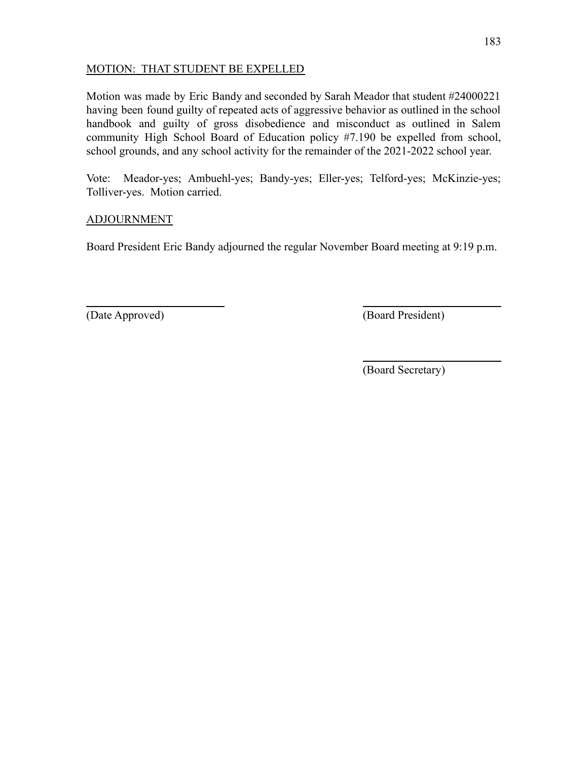MOTION: THAT STUDENT BE EXPELLED

Motion was made by Eric Bandy and seconded by Sarah Meador that student #24000221 having been found guilty of repeated acts of aggressive behavior as outlined in the school handbook and guilty of gross disobedience and misconduct as outlined in Salem community High School Board of Education policy #7.190 be expelled from school, school grounds, and any school activity for the remainder of the 2021-2022 school year.

Vote: Meador-yes; Ambuehl-yes; Bandy-yes; Eller-yes; Telford-yes; McKinzie-yes; Tolliver-yes. Motion carried.

ADJOURNMENT

Board President Eric Bandy adjourned the regular November Board meeting at 9:19 p.m.

\_\_\_\_\_\_\_\_\_\_\_\_\_\_\_\_\_\_\_\_\_\_\_\_ (Date Approved)

\_\_\_\_\_\_\_\_\_\_\_\_\_\_\_\_\_\_\_\_\_\_\_\_ (Board President)

\_\_\_\_\_\_\_\_\_\_\_\_\_\_\_\_\_\_\_\_\_\_\_\_ (Board Secretary)